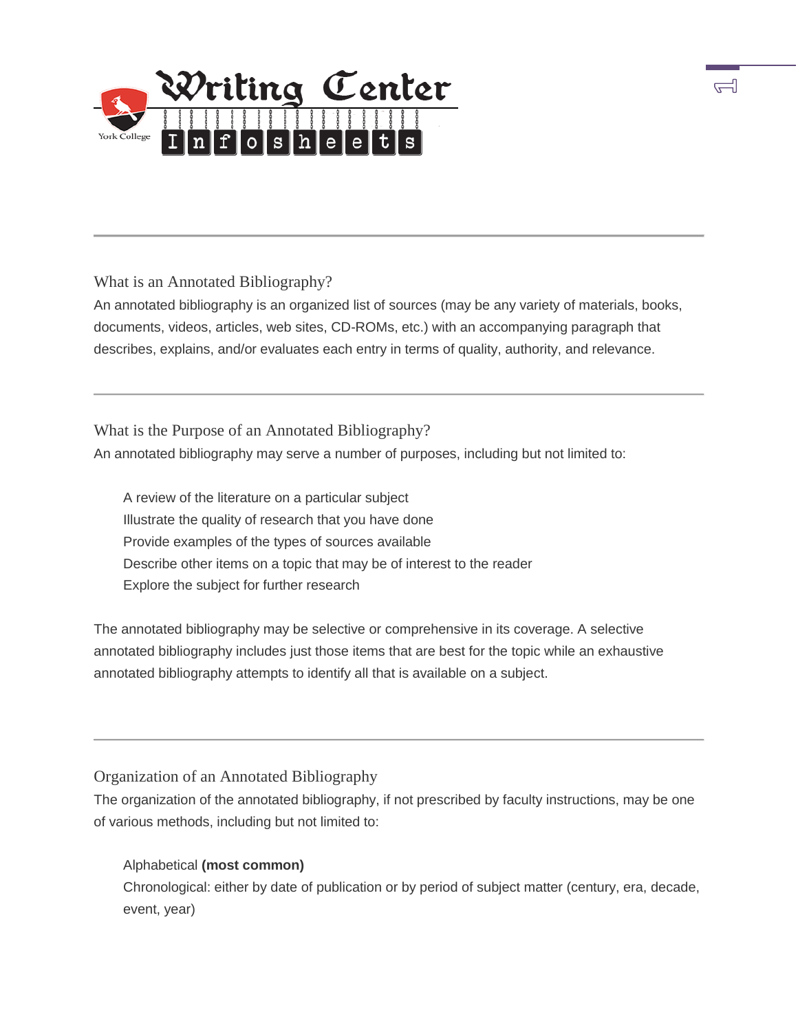# Writing Center Infosheets

York College

## What is an Annotated Bibliography?

An annotated bibliography is an organized list of sources (may be any variety of materials, books, documents, videos, articles, web sites, CD-ROMs, etc.) with an accompanying paragraph that describes, explains, and/or evaluates each entry in terms of quality, authority, and relevance.

## What is the Purpose of an Annotated Bibliography?

An annotated bibliography may serve a number of purposes, including but not limited to:

- A review of the literature on a particular subject
- Illustrate the quality of research that you have done
- Provide examples of the types of sources available
- Describe other items on a topic that may be of interest to the reader
- Explore the subject for further research

The annotated bibliography may be selective or comprehensive in its coverage. A selective annotated bibliography includes just those items that are best for the topic while an exhaustive annotated bibliography attempts to identify all that is available on a subject.

## Organization of an Annotated Bibliography

The organization of the annotated bibliography, if not prescribed by faculty instructions, may be one of various methods, including but not limited to:

- Alphabetical **(most common)**
- Chronological: either by date of publication or by period of subject matter (century, era, decade, event, year)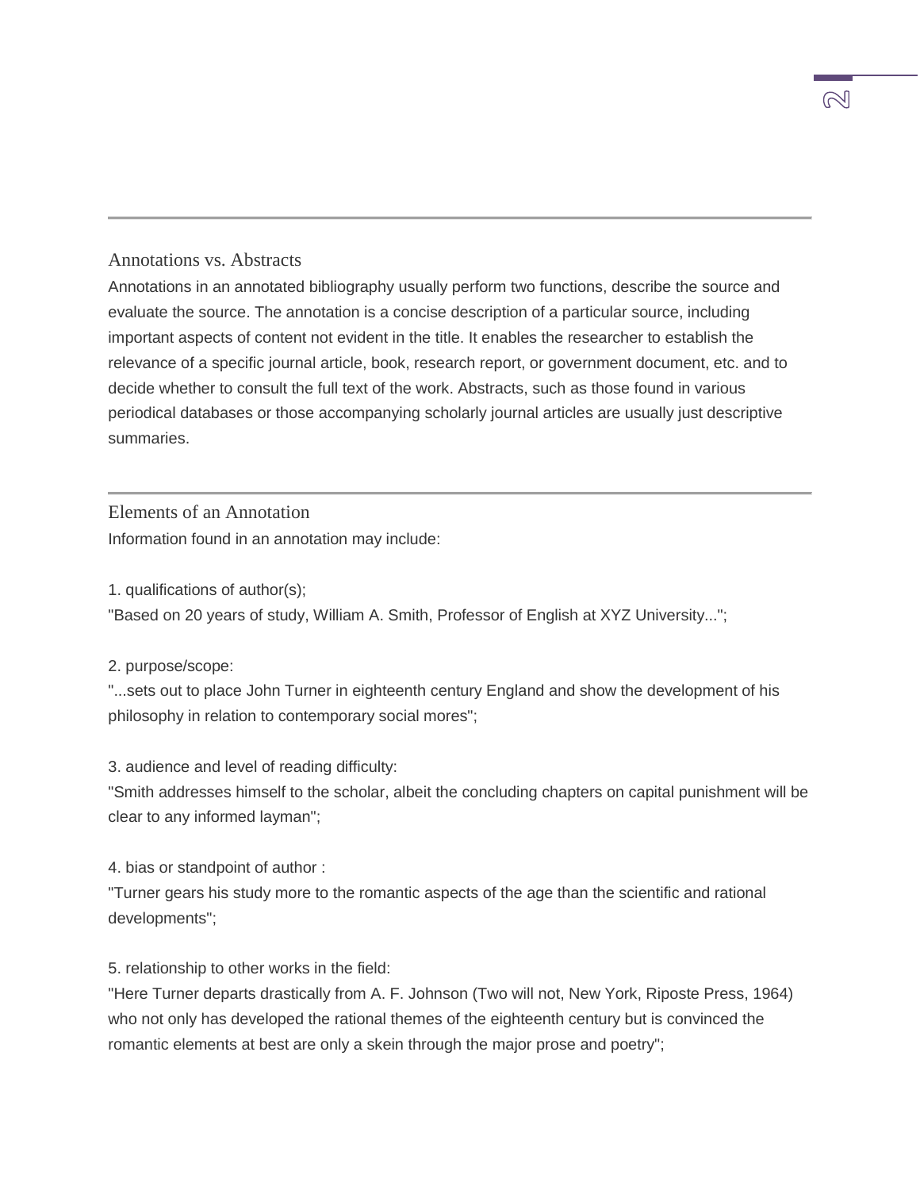## Annotations vs. Abstracts

Annotations in an annotated bibliography usually perform two functions, describe the source and evaluate the source. The annotation is a concise description of a particular source, including important aspects of content not evident in the title. It enables the researcher to establish the relevance of a specific journal article, book, research report, or government document, etc. and to decide whether to consult the full text of the work. Abstracts, such as those found in various periodical databases or those accompanying scholarly journal articles are usually just descriptive summaries.

## Elements of an Annotation

Information found in an annotation may include:

1. qualifications of author(s);
"Based on 20 years of study, William A. Smith, Professor of English at XYZ University...";

2. purpose/scope:
"...sets out to place John Turner in eighteenth century England and show the development of his philosophy in relation to contemporary social mores";

3. audience and level of reading difficulty:
"Smith addresses himself to the scholar, albeit the concluding chapters on capital punishment will be clear to any informed layman";

4. bias or standpoint of author :
"Turner gears his study more to the romantic aspects of the age than the scientific and rational developments";

5. relationship to other works in the field:
"Here Turner departs drastically from A. F. Johnson (Two will not, New York, Riposte Press, 1964) who not only has developed the rational themes of the eighteenth century but is convinced the romantic elements at best are only a skein through the major prose and poetry";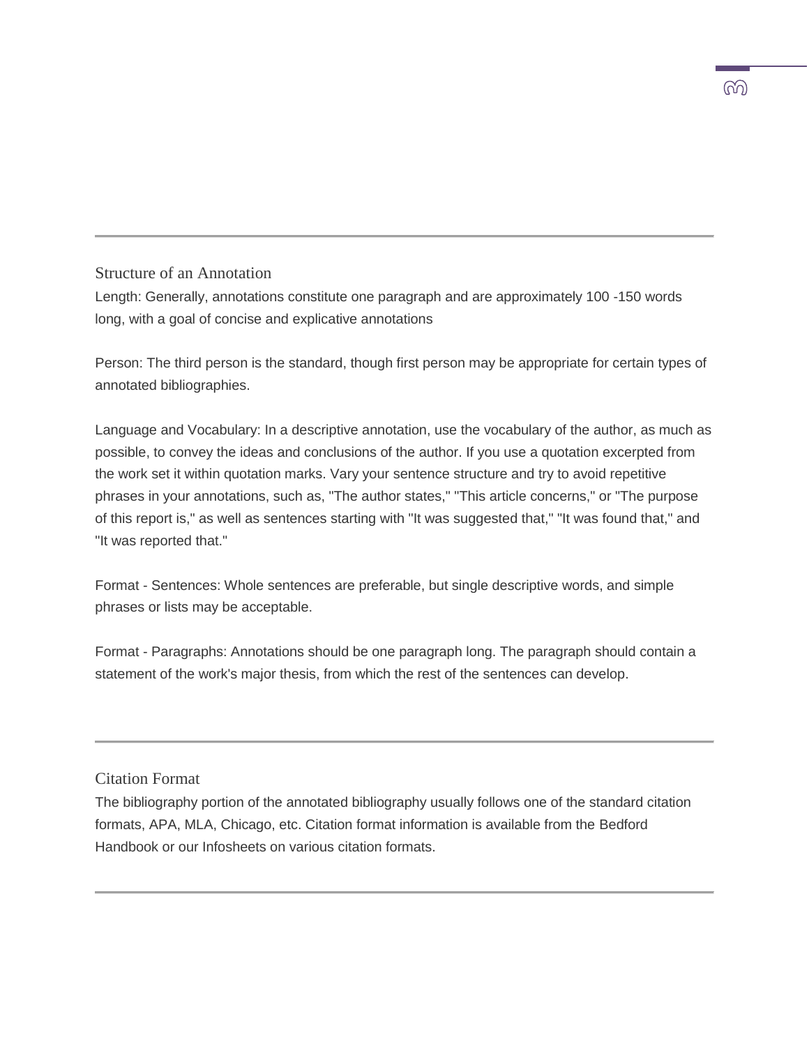## Structure of an Annotation

Length: Generally, annotations constitute one paragraph and are approximately 100 -150 words long, with a goal of concise and explicative annotations

Person: The third person is the standard, though first person may be appropriate for certain types of annotated bibliographies.

Language and Vocabulary: In a descriptive annotation, use the vocabulary of the author, as much as possible, to convey the ideas and conclusions of the author. If you use a quotation excerpted from the work set it within quotation marks. Vary your sentence structure and try to avoid repetitive phrases in your annotations, such as, "The author states," "This article concerns," or "The purpose of this report is," as well as sentences starting with "It was suggested that," "It was found that," and "It was reported that."

Format - Sentences: Whole sentences are preferable, but single descriptive words, and simple phrases or lists may be acceptable.

Format - Paragraphs: Annotations should be one paragraph long. The paragraph should contain a statement of the work's major thesis, from which the rest of the sentences can develop.

## Citation Format

The bibliography portion of the annotated bibliography usually follows one of the standard citation formats, APA, MLA, Chicago, etc. Citation format information is available from the Bedford Handbook or our Infosheets on various citation formats.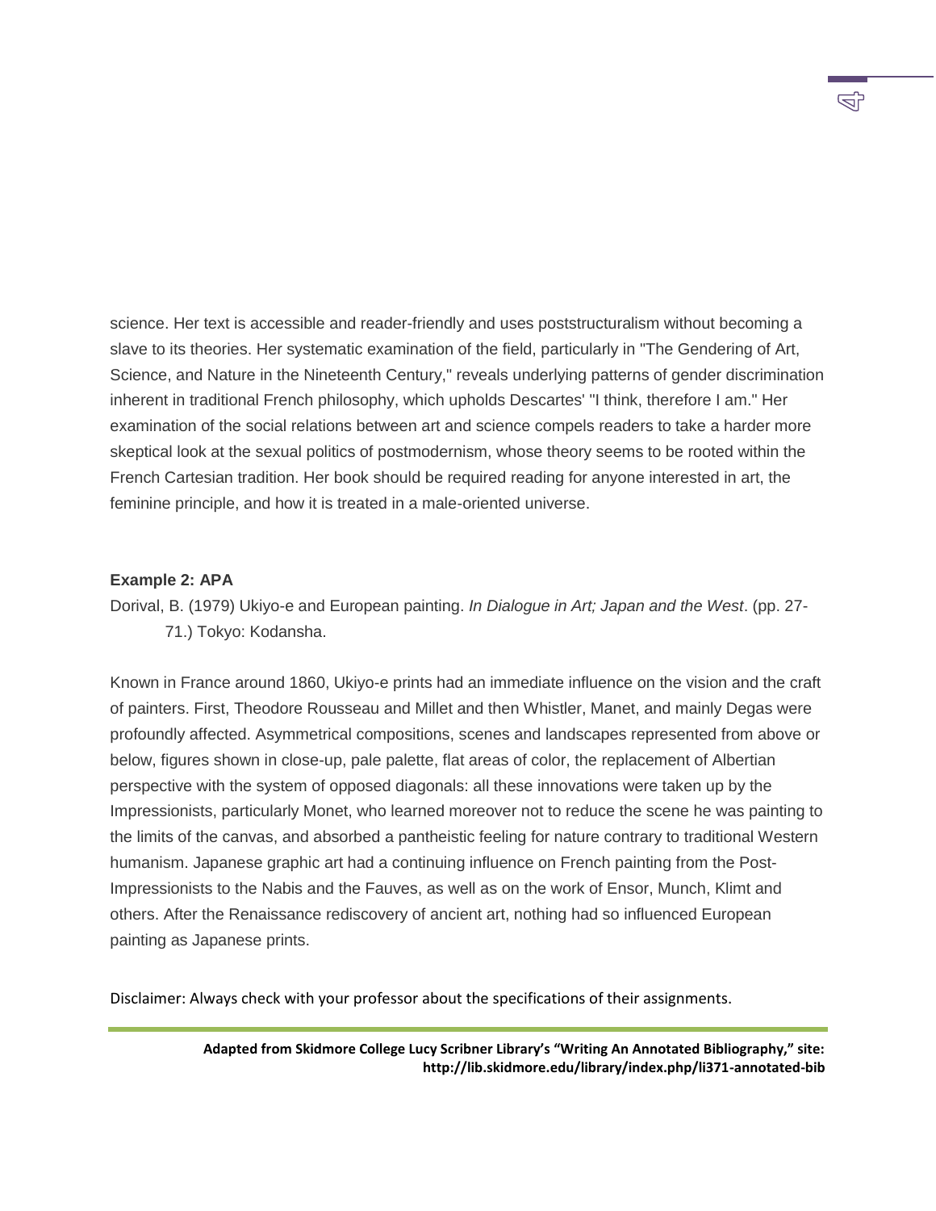science. Her text is accessible and reader-friendly and uses poststructuralism without becoming a slave to its theories. Her systematic examination of the field, particularly in "The Gendering of Art, Science, and Nature in the Nineteenth Century," reveals underlying patterns of gender discrimination inherent in traditional French philosophy, which upholds Descartes' "I think, therefore I am." Her examination of the social relations between art and science compels readers to take a harder more skeptical look at the sexual politics of postmodernism, whose theory seems to be rooted within the French Cartesian tradition. Her book should be required reading for anyone interested in art, the feminine principle, and how it is treated in a male-oriented universe.

**Example 2: APA**

Dorival, B. (1979) Ukiyo-e and European painting. *In Dialogue in Art; Japan and the West*. (pp. 27-71.) Tokyo: Kodansha.

Known in France around 1860, Ukiyo-e prints had an immediate influence on the vision and the craft of painters. First, Theodore Rousseau and Millet and then Whistler, Manet, and mainly Degas were profoundly affected. Asymmetrical compositions, scenes and landscapes represented from above or below, figures shown in close-up, pale palette, flat areas of color, the replacement of Albertian perspective with the system of opposed diagonals: all these innovations were taken up by the Impressionists, particularly Monet, who learned moreover not to reduce the scene he was painting to the limits of the canvas, and absorbed a pantheistic feeling for nature contrary to traditional Western humanism. Japanese graphic art had a continuing influence on French painting from the Post-Impressionists to the Nabis and the Fauves, as well as on the work of Ensor, Munch, Klimt and others. After the Renaissance rediscovery of ancient art, nothing had so influenced European painting as Japanese prints.

Disclaimer: Always check with your professor about the specifications of their assignments.

**Adapted from Skidmore College Lucy Scribner Library's "Writing An Annotated Bibliography," site: http://lib.skidmore.edu/library/index.php/li371-annotated-bib**